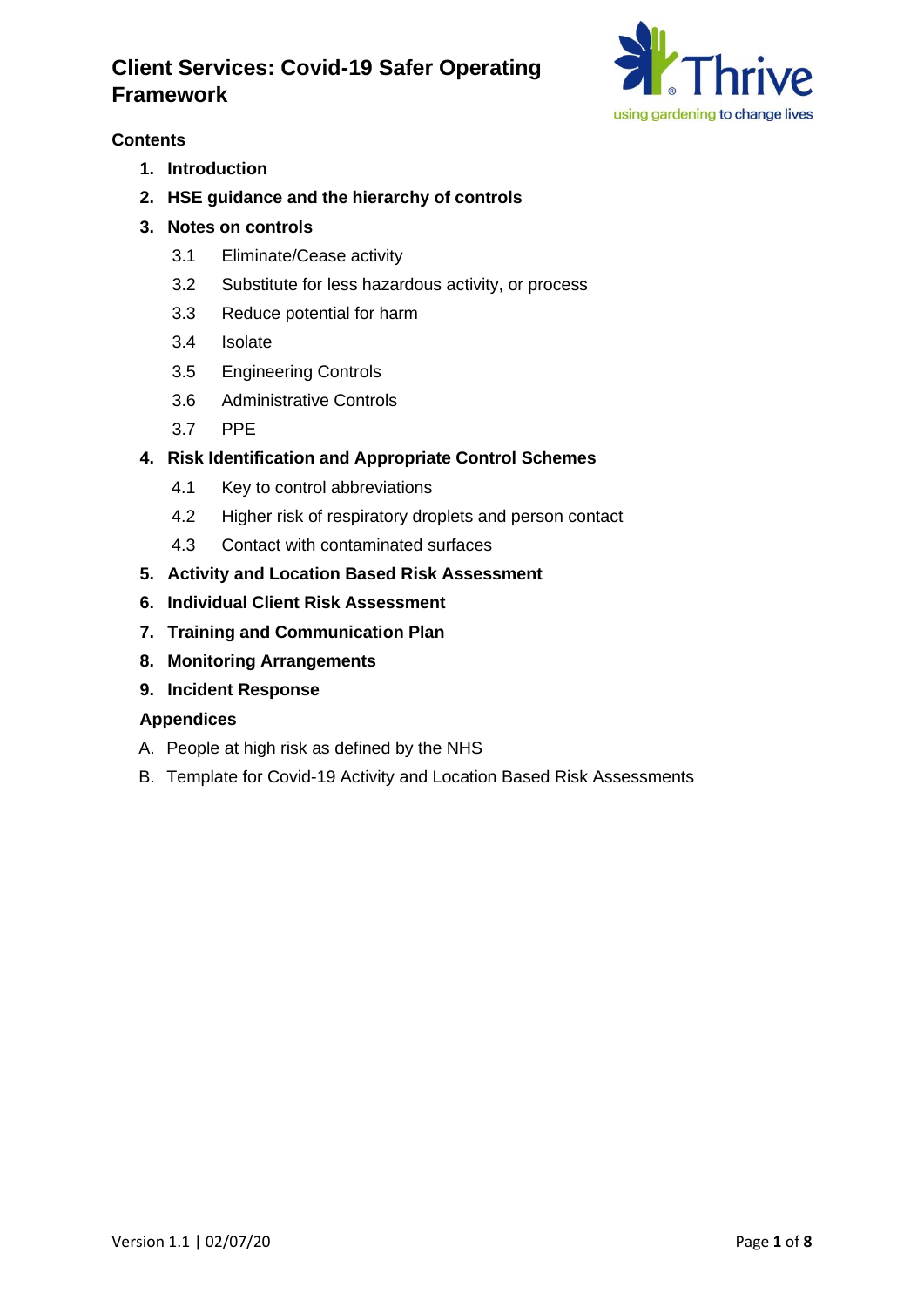# Client Services: Covid-19 Safer Operating Framework

**Contents**

1. **Introduction**
2. **HSE guidance and the hierarchy of controls**
3. **Notes on controls**
   - 3.1 Eliminate/Cease activity
   - 3.2 Substitute for less hazardous activity, or process
   - 3.3 Reduce potential for harm
   - 3.4 Isolate
   - 3.5 Engineering Controls
   - 3.6 Administrative Controls
   - 3.7 PPE
4. **Risk Identification and Appropriate Control Schemes**
   - 4.1 Key to control abbreviations
   - 4.2 Higher risk of respiratory droplets and person contact
   - 4.3 Contact with contaminated surfaces
5. **Activity and Location Based Risk Assessment**
6. **Individual Client Risk Assessment**
7. **Training and Communication Plan**
8. **Monitoring Arrangements**
9. **Incident Response**

**Appendices**

A. People at high risk as defined by the NHS

B. Template for Covid-19 Activity and Location Based Risk Assessments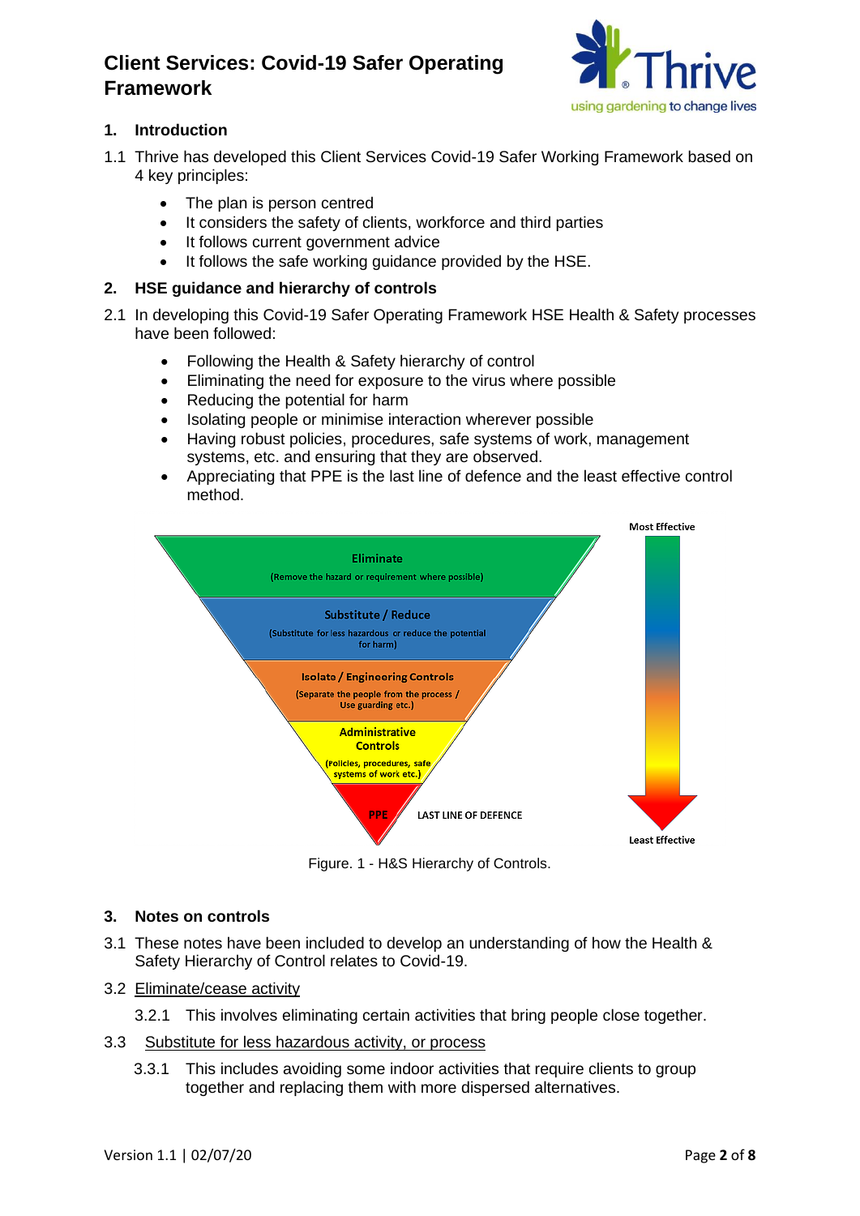# Client Services: Covid-19 Safer Operating Framework

## 1. Introduction

1.1 Thrive has developed this Client Services Covid-19 Safer Working Framework based on 4 key principles:

- The plan is person centred
- It considers the safety of clients, workforce and third parties
- It follows current government advice
- It follows the safe working guidance provided by the HSE.

## 2. HSE guidance and hierarchy of controls

2.1 In developing this Covid-19 Safer Operating Framework HSE Health & Safety processes have been followed:

- Following the Health & Safety hierarchy of control
- Eliminating the need for exposure to the virus where possible
- Reducing the potential for harm
- Isolating people or minimise interaction wherever possible
- Having robust policies, procedures, safe systems of work, management systems, etc. and ensuring that they are observed.
- Appreciating that PPE is the last line of defence and the least effective control method.

Most Effective

Eliminate
(Remove the hazard or requirement where possible)

Substitute / Reduce
(Substitute for less hazardous or reduce the potential for harm)

Isolate / Engineering Controls
(Separate the people from the process / Use guarding etc.)

Administrative Controls
(Policies, procedures, safe systems of work etc.)

PPE — LAST LINE OF DEFENCE

Least Effective

Figure. 1 - H&S Hierarchy of Controls.

## 3. Notes on controls

3.1 These notes have been included to develop an understanding of how the Health & Safety Hierarchy of Control relates to Covid-19.

3.2 Eliminate/cease activity

3.2.1 This involves eliminating certain activities that bring people close together.

3.3 Substitute for less hazardous activity, or process

3.3.1 This includes avoiding some indoor activities that require clients to group together and replacing them with more dispersed alternatives.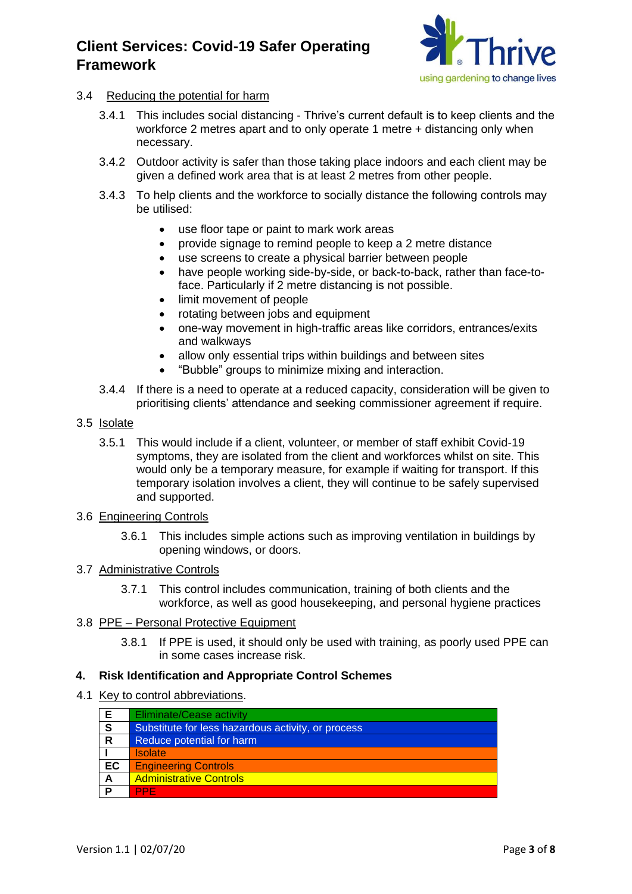3.4 Reducing the potential for harm

3.4.1 This includes social distancing - Thrive's current default is to keep clients and the workforce 2 metres apart and to only operate 1 metre + distancing only when necessary.

3.4.2 Outdoor activity is safer than those taking place indoors and each client may be given a defined work area that is at least 2 metres from other people.

3.4.3 To help clients and the workforce to socially distance the following controls may be utilised:

- use floor tape or paint to mark work areas
- provide signage to remind people to keep a 2 metre distance
- use screens to create a physical barrier between people
- have people working side-by-side, or back-to-back, rather than face-to-face. Particularly if 2 metre distancing is not possible.
- limit movement of people
- rotating between jobs and equipment
- one-way movement in high-traffic areas like corridors, entrances/exits and walkways
- allow only essential trips within buildings and between sites
- "Bubble" groups to minimize mixing and interaction.

3.4.4 If there is a need to operate at a reduced capacity, consideration will be given to prioritising clients' attendance and seeking commissioner agreement if require.

3.5 Isolate

3.5.1 This would include if a client, volunteer, or member of staff exhibit Covid-19 symptoms, they are isolated from the client and workforces whilst on site. This would only be a temporary measure, for example if waiting for transport. If this temporary isolation involves a client, they will continue to be safely supervised and supported.

3.6 Engineering Controls

3.6.1 This includes simple actions such as improving ventilation in buildings by opening windows, or doors.

3.7 Administrative Controls

3.7.1 This control includes communication, training of both clients and the workforce, as well as good housekeeping, and personal hygiene practices

3.8 PPE – Personal Protective Equipment

3.8.1 If PPE is used, it should only be used with training, as poorly used PPE can in some cases increase risk.

## 4. Risk Identification and Appropriate Control Schemes

4.1 Key to control abbreviations.

| | |
|---|---|
| E | Eliminate/Cease activity |
| S | Substitute for less hazardous activity, or process |
| R | Reduce potential for harm |
| I | Isolate |
| EC | Engineering Controls |
| A | Administrative Controls |
| P | PPE |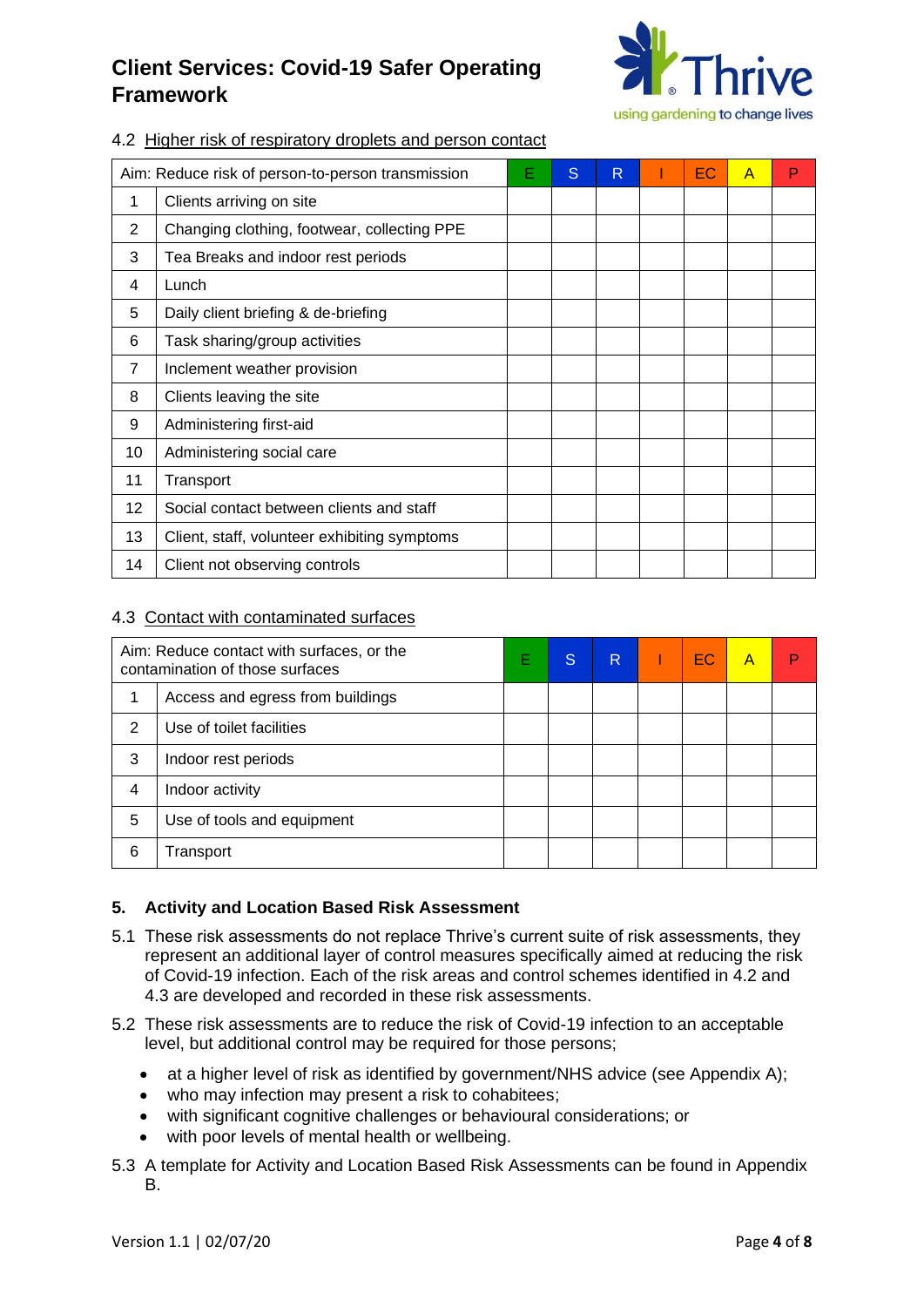### 4.2 Higher risk of respiratory droplets and person contact

| Aim: Reduce risk of person-to-person transmission | | E | S | R | I | EC | A | P |
|---|---|---|---|---|---|---|---|---|
| 1 | Clients arriving on site | | | | | | | |
| 2 | Changing clothing, footwear, collecting PPE | | | | | | | |
| 3 | Tea Breaks and indoor rest periods | | | | | | | |
| 4 | Lunch | | | | | | | |
| 5 | Daily client briefing & de-briefing | | | | | | | |
| 6 | Task sharing/group activities | | | | | | | |
| 7 | Inclement weather provision | | | | | | | |
| 8 | Clients leaving the site | | | | | | | |
| 9 | Administering first-aid | | | | | | | |
| 10 | Administering social care | | | | | | | |
| 11 | Transport | | | | | | | |
| 12 | Social contact between clients and staff | | | | | | | |
| 13 | Client, staff, volunteer exhibiting symptoms | | | | | | | |
| 14 | Client not observing controls | | | | | | | |

### 4.3 Contact with contaminated surfaces

| Aim: Reduce contact with surfaces, or the contamination of those surfaces | | E | S | R | I | EC | A | P |
|---|---|---|---|---|---|---|---|---|
| 1 | Access and egress from buildings | | | | | | | |
| 2 | Use of toilet facilities | | | | | | | |
| 3 | Indoor rest periods | | | | | | | |
| 4 | Indoor activity | | | | | | | |
| 5 | Use of tools and equipment | | | | | | | |
| 6 | Transport | | | | | | | |

## 5. Activity and Location Based Risk Assessment

5.1 These risk assessments do not replace Thrive's current suite of risk assessments, they represent an additional layer of control measures specifically aimed at reducing the risk of Covid-19 infection. Each of the risk areas and control schemes identified in 4.2 and 4.3 are developed and recorded in these risk assessments.

5.2 These risk assessments are to reduce the risk of Covid-19 infection to an acceptable level, but additional control may be required for those persons;

- at a higher level of risk as identified by government/NHS advice (see Appendix A);
- who may infection may present a risk to cohabitees;
- with significant cognitive challenges or behavioural considerations; or
- with poor levels of mental health or wellbeing.

5.3 A template for Activity and Location Based Risk Assessments can be found in Appendix B.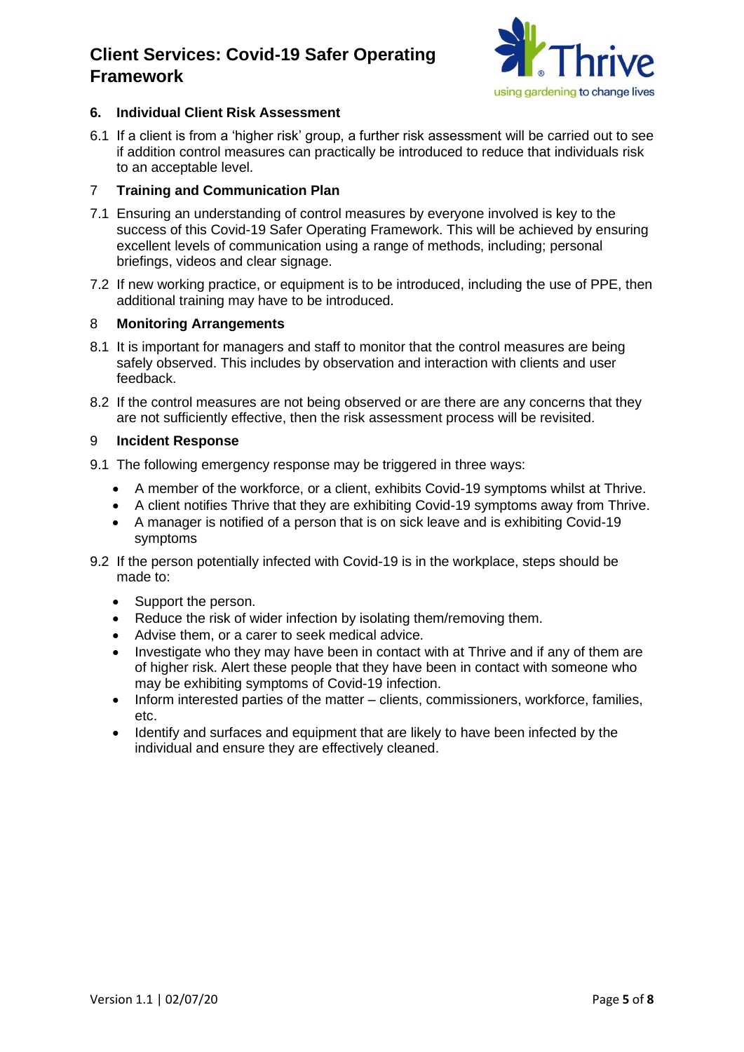## 6. Individual Client Risk Assessment

6.1 If a client is from a 'higher risk' group, a further risk assessment will be carried out to see if addition control measures can practically be introduced to reduce that individuals risk to an acceptable level.

## 7 Training and Communication Plan

7.1 Ensuring an understanding of control measures by everyone involved is key to the success of this Covid-19 Safer Operating Framework. This will be achieved by ensuring excellent levels of communication using a range of methods, including; personal briefings, videos and clear signage.

7.2 If new working practice, or equipment is to be introduced, including the use of PPE, then additional training may have to be introduced.

## 8 Monitoring Arrangements

8.1 It is important for managers and staff to monitor that the control measures are being safely observed. This includes by observation and interaction with clients and user feedback.

8.2 If the control measures are not being observed or are there are any concerns that they are not sufficiently effective, then the risk assessment process will be revisited.

## 9 Incident Response

9.1 The following emergency response may be triggered in three ways:

- A member of the workforce, or a client, exhibits Covid-19 symptoms whilst at Thrive.
- A client notifies Thrive that they are exhibiting Covid-19 symptoms away from Thrive.
- A manager is notified of a person that is on sick leave and is exhibiting Covid-19 symptoms

9.2 If the person potentially infected with Covid-19 is in the workplace, steps should be made to:

- Support the person.
- Reduce the risk of wider infection by isolating them/removing them.
- Advise them, or a carer to seek medical advice.
- Investigate who they may have been in contact with at Thrive and if any of them are of higher risk. Alert these people that they have been in contact with someone who may be exhibiting symptoms of Covid-19 infection.
- Inform interested parties of the matter – clients, commissioners, workforce, families, etc.
- Identify and surfaces and equipment that are likely to have been infected by the individual and ensure they are effectively cleaned.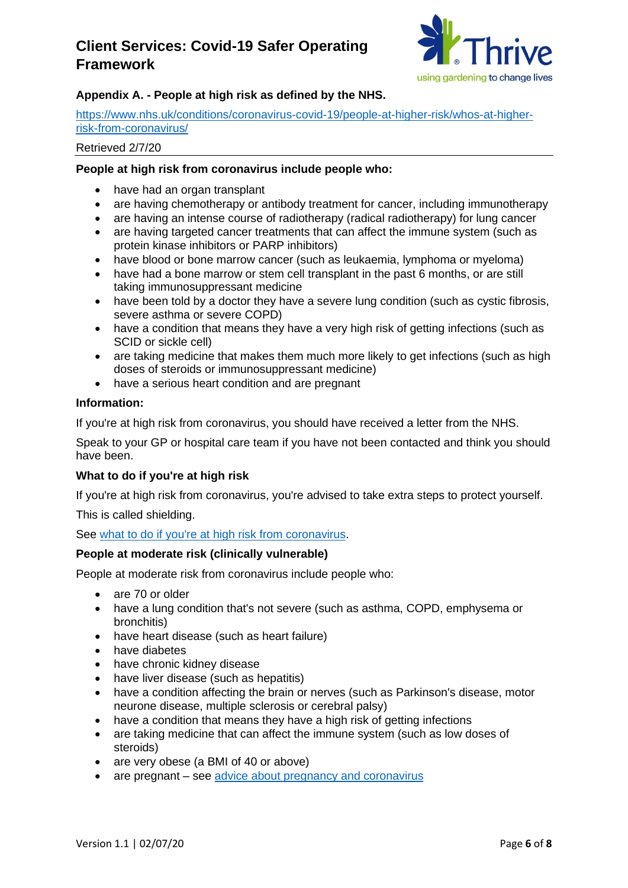### Appendix A. - People at high risk as defined by the NHS.

https://www.nhs.uk/conditions/coronavirus-covid-19/people-at-higher-risk/whos-at-higher-risk-from-coronavirus/

Retrieved 2/7/20

---

**People at high risk from coronavirus include people who:**

- have had an organ transplant
- are having chemotherapy or antibody treatment for cancer, including immunotherapy
- are having an intense course of radiotherapy (radical radiotherapy) for lung cancer
- are having targeted cancer treatments that can affect the immune system (such as protein kinase inhibitors or PARP inhibitors)
- have blood or bone marrow cancer (such as leukaemia, lymphoma or myeloma)
- have had a bone marrow or stem cell transplant in the past 6 months, or are still taking immunosuppressant medicine
- have been told by a doctor they have a severe lung condition (such as cystic fibrosis, severe asthma or severe COPD)
- have a condition that means they have a very high risk of getting infections (such as SCID or sickle cell)
- are taking medicine that makes them much more likely to get infections (such as high doses of steroids or immunosuppressant medicine)
- have a serious heart condition and are pregnant

**Information:**

If you're at high risk from coronavirus, you should have received a letter from the NHS.

Speak to your GP or hospital care team if you have not been contacted and think you should have been.

**What to do if you're at high risk**

If you're at high risk from coronavirus, you're advised to take extra steps to protect yourself.

This is called shielding.

See [what to do if you're at high risk from coronavirus](https://www.nhs.uk/conditions/coronavirus-covid-19/people-at-higher-risk/whos-at-higher-risk-from-coronavirus/).

**People at moderate risk (clinically vulnerable)**

People at moderate risk from coronavirus include people who:

- are 70 or older
- have a lung condition that's not severe (such as asthma, COPD, emphysema or bronchitis)
- have heart disease (such as heart failure)
- have diabetes
- have chronic kidney disease
- have liver disease (such as hepatitis)
- have a condition affecting the brain or nerves (such as Parkinson's disease, motor neurone disease, multiple sclerosis or cerebral palsy)
- have a condition that means they have a high risk of getting infections
- are taking medicine that can affect the immune system (such as low doses of steroids)
- are very obese (a BMI of 40 or above)
- are pregnant – see [advice about pregnancy and coronavirus](https://www.nhs.uk/conditions/coronavirus-covid-19/people-at-higher-risk/whos-at-higher-risk-from-coronavirus/)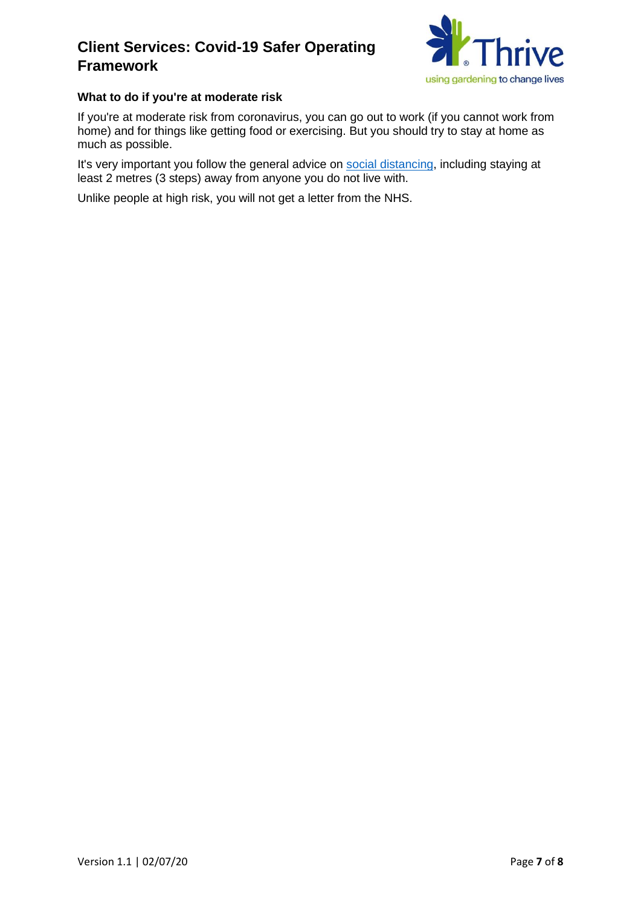### What to do if you're at moderate risk

If you're at moderate risk from coronavirus, you can go out to work (if you cannot work from home) and for things like getting food or exercising. But you should try to stay at home as much as possible.

It's very important you follow the general advice on social distancing, including staying at least 2 metres (3 steps) away from anyone you do not live with.

Unlike people at high risk, you will not get a letter from the NHS.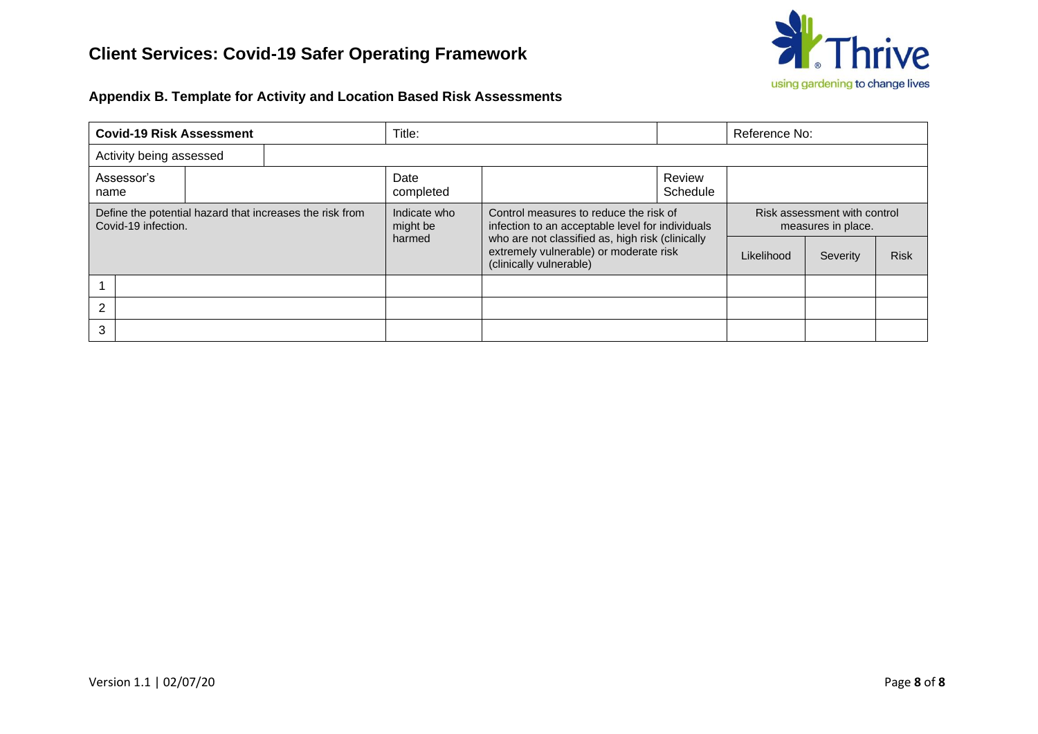# Client Services: Covid-19 Safer Operating Framework

## Appendix B. Template for Activity and Location Based Risk Assessments

| **Covid-19 Risk Assessment** | | Title: | | | Reference No: | | |
|---|---|---|---|---|---|---|---|
| Activity being assessed | | | | | | | |
| Assessor's name | | Date completed | | Review Schedule | | | |
| Define the potential hazard that increases the risk from Covid-19 infection. | | Indicate who might be harmed | Control measures to reduce the risk of infection to an acceptable level for individuals who are not classified as, high risk (clinically extremely vulnerable) or moderate risk (clinically vulnerable) | | Risk assessment with control measures in place. | | |
| | | | | | Likelihood | Severity | Risk |
| 1 | | | | | | | |
| 2 | | | | | | | |
| 3 | | | | | | | |

Version 1.1 | 02/07/20